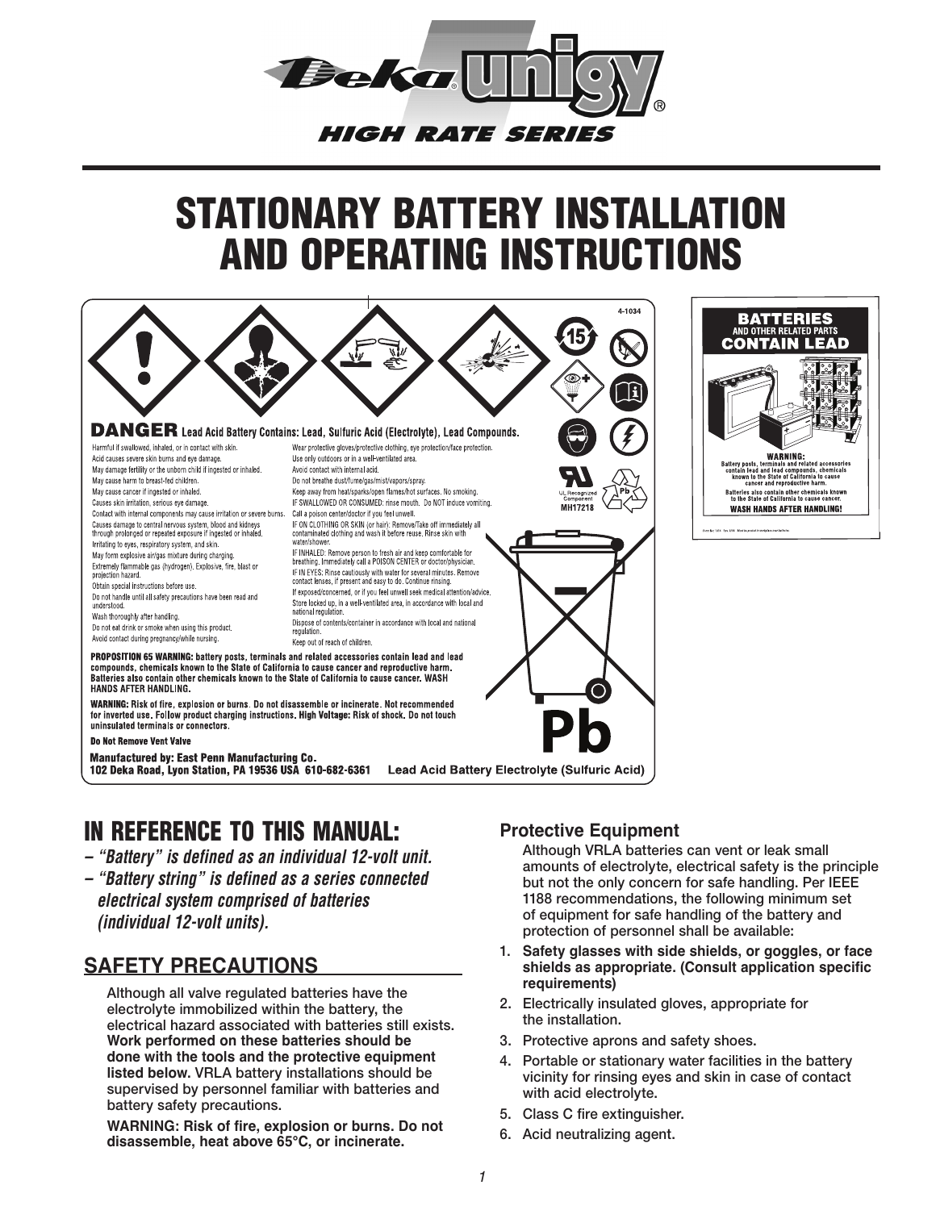# Deka unigy®

## HIGH RATE SERIES

# STATIONARY BATTERY INSTALLATION AND OPERATING INSTRUCTIONS

4-1034

**DANGER** Lead Acid Battery Contains: Lead, Sulfuric Acid (Electrolyte), Lead Compounds.

Harmful if swallowed, inhaled, or in contact with skin.
Acid causes severe skin burns and eye damage.
May damage fertility or the unborn child if ingested or inhaled.
May cause harm to breast-fed children.
May cause cancer if ingested or inhaled.
Causes skin irritation, serious eye damage.
Contact with internal components may cause irritation or severe burns.
Causes damage to central nervous system, blood and kidneys through prolonged or repeated exposure if ingested or inhaled.
Irritating to eyes, respiratory system, and skin.
May form explosive air/gas mixture during charging.
Extremely flammable gas (hydrogen). Explosive, fire, blast or projection hazard.
Obtain special instructions before use.
Do not handle until all safety precautions have been read and understood.
Wash thoroughly after handling.
Do not eat drink or smoke when using this product.
Avoid contact during pregnancy/while nursing.

Wear protective gloves/protective clothing, eye protection/face protection.
Use only outdoors or in a well-ventilated area.
Avoid contact with internal acid.
Do not breathe dust/fume/gas/mist/vapors/spray.
Keep away from heat/sparks/open flames/hot surfaces. No smoking.
IF SWALLOWED OR CONSUMED: rinse mouth. Do NOT induce vomiting.
Call a poison center/doctor if you feel unwell.
IF ON CLOTHING OR SKIN (or hair): Remove/Take off immediately all contaminated clothing and wash it before reuse. Rinse skin with water/shower.
IF INHALED: Remove person to fresh air and keep comfortable for breathing. Immediately call a POISON CENTER or doctor/physician.
IF IN EYES: Rinse cautiously with water for several minutes. Remove contact lenses, if present and easy to do. Continue rinsing.
If exposed/concerned, or if you feel unwell seek medical attention/advice.
Store locked up, in a well-ventilated area, in accordance with local and national regulation.
Dispose of contents/container in accordance with local and national regulation.
Keep out of reach of children.

**PROPOSITION 65 WARNING: battery posts, terminals and related accessories contain lead and lead compounds, chemicals known to the State of California to cause cancer and reproductive harm. Batteries also contain other chemicals known to the State of California to cause cancer. WASH HANDS AFTER HANDLING.**

**WARNING: Risk of fire, explosion or burns**. Do not disassemble or incinerate. Not recommended for inverted use. Follow product charging instructions. **High Voltage:** Risk of shock. Do not touch uninsulated terminals or connectors.

**Do Not Remove Vent Valve**

**Manufactured by: East Penn Manufacturing Co.**
**102 Deka Road, Lyon Station, PA 19536 USA 610-682-6361** Lead Acid Battery Electrolyte (Sulfuric Acid)

UL Recognized Component MH17218

Pb

**BATTERIES AND OTHER RELATED PARTS CONTAIN LEAD**

**WARNING:** Battery posts, terminals and related accessories contain lead and lead compounds, chemicals known to the State of California to cause cancer and reproductive harm. Batteries also contain other chemicals known to the State of California to cause cancer.

**WASH HANDS AFTER HANDLING!**

## IN REFERENCE TO THIS MANUAL:

*– "Battery" is defined as an individual 12-volt unit.*
*– "Battery string" is defined as a series connected electrical system comprised of batteries (individual 12-volt units).*

## SAFETY PRECAUTIONS

Although all valve regulated batteries have the electrolyte immobilized within the battery, the electrical hazard associated with batteries still exists. **Work performed on these batteries should be done with the tools and the protective equipment listed below.** VRLA battery installations should be supervised by personnel familiar with batteries and battery safety precautions.

**WARNING: Risk of fire, explosion or burns. Do not disassemble, heat above 65°C, or incinerate.**

### Protective Equipment

Although VRLA batteries can vent or leak small amounts of electrolyte, electrical safety is the principle but not the only concern for safe handling. Per IEEE 1188 recommendations, the following minimum set of equipment for safe handling of the battery and protection of personnel shall be available:

1. **Safety glasses with side shields, or goggles, or face shields as appropriate. (Consult application specific requirements)**
2. Electrically insulated gloves, appropriate for the installation.
3. Protective aprons and safety shoes.
4. Portable or stationary water facilities in the battery vicinity for rinsing eyes and skin in case of contact with acid electrolyte.
5. Class C fire extinguisher.
6. Acid neutralizing agent.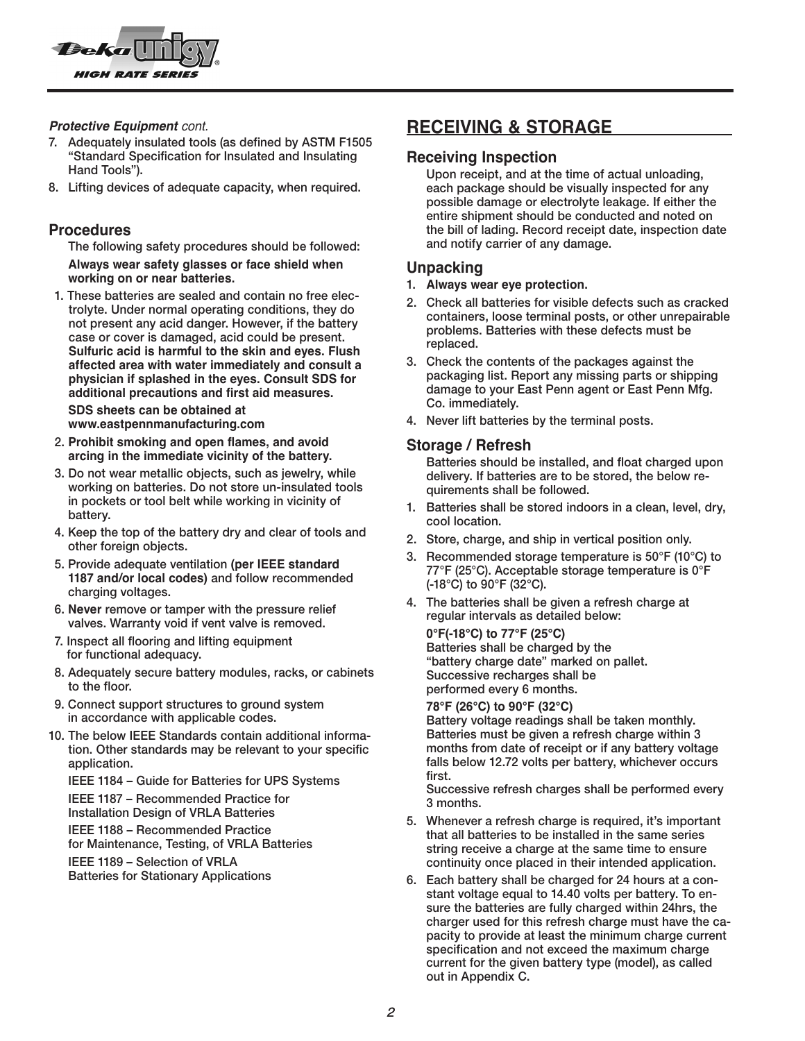***Protective Equipment*** *cont.*

7. Adequately insulated tools (as defined by ASTM F1505 "Standard Specification for Insulated and Insulating Hand Tools").
8. Lifting devices of adequate capacity, when required.

### Procedures

The following safety procedures should be followed:

**Always wear safety glasses or face shield when working on or near batteries.**

1. These batteries are sealed and contain no free electrolyte. Under normal operating conditions, they do not present any acid danger. However, if the battery case or cover is damaged, acid could be present. **Sulfuric acid is harmful to the skin and eyes. Flush affected area with water immediately and consult a physician if splashed in the eyes. Consult SDS for additional precautions and first aid measures.**

   **SDS sheets can be obtained at www.eastpennmanufacturing.com**
2. **Prohibit smoking and open flames, and avoid arcing in the immediate vicinity of the battery.**
3. Do not wear metallic objects, such as jewelry, while working on batteries. Do not store un-insulated tools in pockets or tool belt while working in vicinity of battery.
4. Keep the top of the battery dry and clear of tools and other foreign objects.
5. Provide adequate ventilation **(per IEEE standard 1187 and/or local codes)** and follow recommended charging voltages.
6. **Never** remove or tamper with the pressure relief valves. Warranty void if vent valve is removed.
7. Inspect all flooring and lifting equipment for functional adequacy.
8. Adequately secure battery modules, racks, or cabinets to the floor.
9. Connect support structures to ground system in accordance with applicable codes.
10. The below IEEE Standards contain additional information. Other standards may be relevant to your specific application.

    IEEE 1184 – Guide for Batteries for UPS Systems

    IEEE 1187 – Recommended Practice for Installation Design of VRLA Batteries

    IEEE 1188 – Recommended Practice for Maintenance, Testing, of VRLA Batteries

    IEEE 1189 – Selection of VRLA Batteries for Stationary Applications

## RECEIVING & STORAGE

### Receiving Inspection

Upon receipt, and at the time of actual unloading, each package should be visually inspected for any possible damage or electrolyte leakage. If either the entire shipment should be conducted and noted on the bill of lading. Record receipt date, inspection date and notify carrier of any damage.

### Unpacking

1. **Always wear eye protection.**
2. Check all batteries for visible defects such as cracked containers, loose terminal posts, or other unrepairable problems. Batteries with these defects must be replaced.
3. Check the contents of the packages against the packaging list. Report any missing parts or shipping damage to your East Penn agent or East Penn Mfg. Co. immediately.
4. Never lift batteries by the terminal posts.

### Storage / Refresh

Batteries should be installed, and float charged upon delivery. If batteries are to be stored, the below requirements shall be followed.

1. Batteries shall be stored indoors in a clean, level, dry, cool location.
2. Store, charge, and ship in vertical position only.
3. Recommended storage temperature is 50°F (10°C) to 77°F (25°C). Acceptable storage temperature is 0°F (-18°C) to 90°F (32°C).
4. The batteries shall be given a refresh charge at regular intervals as detailed below:

   **0°F(-18°C) to 77°F (25°C)**
   Batteries shall be charged by the "battery charge date" marked on pallet. Successive recharges shall be performed every 6 months.

   **78°F (26°C) to 90°F (32°C)**
   Battery voltage readings shall be taken monthly. Batteries must be given a refresh charge within 3 months from date of receipt or if any battery voltage falls below 12.72 volts per battery, whichever occurs first.
   Successive refresh charges shall be performed every 3 months.
5. Whenever a refresh charge is required, it's important that all batteries to be installed in the same series string receive a charge at the same time to ensure continuity once placed in their intended application.
6. Each battery shall be charged for 24 hours at a constant voltage equal to 14.40 volts per battery. To ensure the batteries are fully charged within 24hrs, the charger used for this refresh charge must have the capacity to provide at least the minimum charge current specification and not exceed the maximum charge current for the given battery type (model), as called out in Appendix C.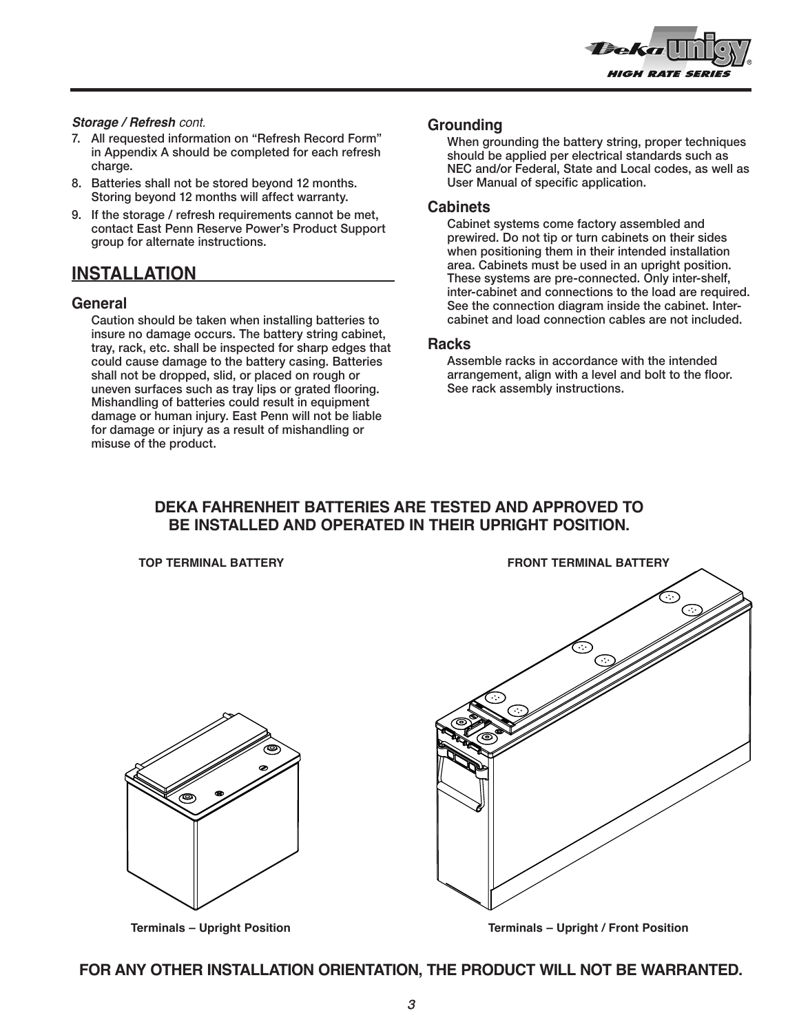*Storage / Refresh cont.*

7. All requested information on "Refresh Record Form" in Appendix A should be completed for each refresh charge.
8. Batteries shall not be stored beyond 12 months. Storing beyond 12 months will affect warranty.
9. If the storage / refresh requirements cannot be met, contact East Penn Reserve Power's Product Support group for alternate instructions.

## INSTALLATION

### General

Caution should be taken when installing batteries to insure no damage occurs. The battery string cabinet, tray, rack, etc. shall be inspected for sharp edges that could cause damage to the battery casing. Batteries shall not be dropped, slid, or placed on rough or uneven surfaces such as tray lips or grated flooring. Mishandling of batteries could result in equipment damage or human injury. East Penn will not be liable for damage or injury as a result of mishandling or misuse of the product.

### Grounding

When grounding the battery string, proper techniques should be applied per electrical standards such as NEC and/or Federal, State and Local codes, as well as User Manual of specific application.

### Cabinets

Cabinet systems come factory assembled and prewired. Do not tip or turn cabinets on their sides when positioning them in their intended installation area. Cabinets must be used in an upright position. These systems are pre-connected. Only inter-shelf, inter-cabinet and connections to the load are required. See the connection diagram inside the cabinet. Inter-cabinet and load connection cables are not included.

### Racks

Assemble racks in accordance with the intended arrangement, align with a level and bolt to the floor. See rack assembly instructions.

**DEKA FAHRENHEIT BATTERIES ARE TESTED AND APPROVED TO BE INSTALLED AND OPERATED IN THEIR UPRIGHT POSITION.**

**TOP TERMINAL BATTERY**

**Terminals – Upright Position**

**FRONT TERMINAL BATTERY**

**Terminals – Upright / Front Position**

**FOR ANY OTHER INSTALLATION ORIENTATION, THE PRODUCT WILL NOT BE WARRANTED.**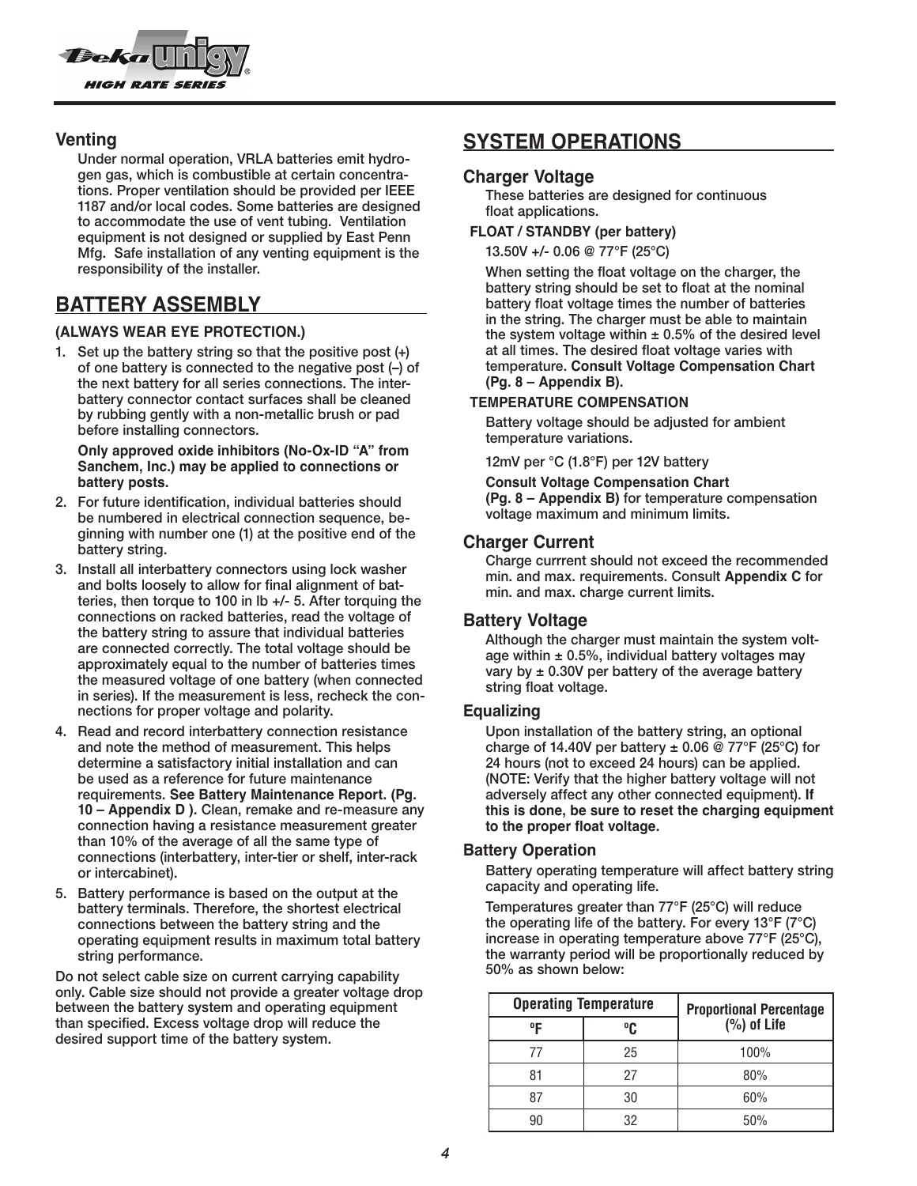### Venting

Under normal operation, VRLA batteries emit hydrogen gas, which is combustible at certain concentrations. Proper ventilation should be provided per IEEE 1187 and/or local codes. Some batteries are designed to accommodate the use of vent tubing. Ventilation equipment is not designed or supplied by East Penn Mfg. Safe installation of any venting equipment is the responsibility of the installer.

## BATTERY ASSEMBLY

**(ALWAYS WEAR EYE PROTECTION.)**

1. Set up the battery string so that the positive post (+) of one battery is connected to the negative post (–) of the next battery for all series connections. The inter-battery connector contact surfaces shall be cleaned by rubbing gently with a non-metallic brush or pad before installing connectors.

   **Only approved oxide inhibitors (No-Ox-ID "A" from Sanchem, Inc.) may be applied to connections or battery posts.**

2. For future identification, individual batteries should be numbered in electrical connection sequence, beginning with number one (1) at the positive end of the battery string.
3. Install all interbattery connectors using lock washer and bolts loosely to allow for final alignment of batteries, then torque to 100 in lb +/- 5. After torquing the connections on racked batteries, read the voltage of the battery string to assure that individual batteries are connected correctly. The total voltage should be approximately equal to the number of batteries times the measured voltage of one battery (when connected in series). If the measurement is less, recheck the connections for proper voltage and polarity.
4. Read and record interbattery connection resistance and note the method of measurement. This helps determine a satisfactory initial installation and can be used as a reference for future maintenance requirements. **See Battery Maintenance Report. (Pg. 10 – Appendix D ).** Clean, remake and re-measure any connection having a resistance measurement greater than 10% of the average of all the same type of connections (interbattery, inter-tier or shelf, inter-rack or intercabinet).
5. Battery performance is based on the output at the battery terminals. Therefore, the shortest electrical connections between the battery string and the operating equipment results in maximum total battery string performance.

Do not select cable size on current carrying capability only. Cable size should not provide a greater voltage drop between the battery system and operating equipment than specified. Excess voltage drop will reduce the desired support time of the battery system.

## SYSTEM OPERATIONS

### Charger Voltage

These batteries are designed for continuous float applications.

**FLOAT / STANDBY (per battery)**

13.50V +/- 0.06 @ 77°F (25°C)

When setting the float voltage on the charger, the battery string should be set to float at the nominal battery float voltage times the number of batteries in the string. The charger must be able to maintain the system voltage within ± 0.5% of the desired level at all times. The desired float voltage varies with temperature. **Consult Voltage Compensation Chart (Pg. 8 – Appendix B).**

**TEMPERATURE COMPENSATION**

Battery voltage should be adjusted for ambient temperature variations.

12mV per °C (1.8°F) per 12V battery

**Consult Voltage Compensation Chart (Pg. 8 – Appendix B)** for temperature compensation voltage maximum and minimum limits.

### Charger Current

Charge currrent should not exceed the recommended min. and max. requirements. Consult **Appendix C** for min. and max. charge current limits.

### Battery Voltage

Although the charger must maintain the system voltage within ± 0.5%, individual battery voltages may vary by ± 0.30V per battery of the average battery string float voltage.

### Equalizing

Upon installation of the battery string, an optional charge of 14.40V per battery ± 0.06 @ 77°F (25°C) for 24 hours (not to exceed 24 hours) can be applied. (NOTE: Verify that the higher battery voltage will not adversely affect any other connected equipment). **If this is done, be sure to reset the charging equipment to the proper float voltage.**

### Battery Operation

Battery operating temperature will affect battery string capacity and operating life.

Temperatures greater than 77°F (25°C) will reduce the operating life of the battery. For every 13°F (7°C) increase in operating temperature above 77°F (25°C), the warranty period will be proportionally reduced by 50% as shown below:

| Operating Temperature | | Proportional Percentage (%) of Life |
|---|---|---|
| ºF | ºC | |
| 77 | 25 | 100% |
| 81 | 27 | 80% |
| 87 | 30 | 60% |
| 90 | 32 | 50% |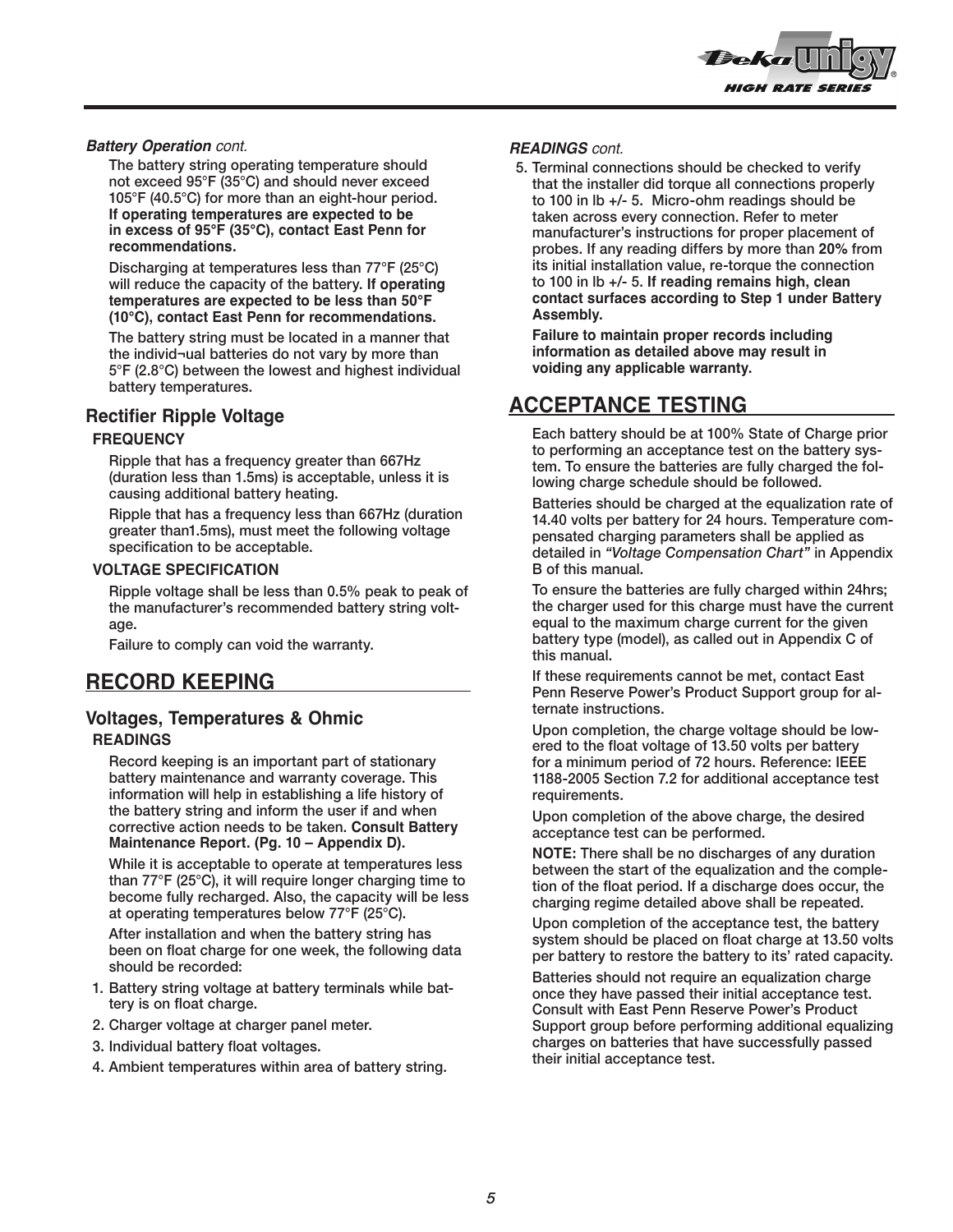***Battery Operation*** *cont.*

The battery string operating temperature should not exceed 95°F (35°C) and should never exceed 105°F (40.5°C) for more than an eight-hour period. **If operating temperatures are expected to be in excess of 95°F (35°C), contact East Penn for recommendations.**

Discharging at temperatures less than 77°F (25°C) will reduce the capacity of the battery. **If operating temperatures are expected to be less than 50°F (10°C), contact East Penn for recommendations.**

The battery string must be located in a manner that the individ¬ual batteries do not vary by more than 5°F (2.8°C) between the lowest and highest individual battery temperatures.

## Rectifier Ripple Voltage

**FREQUENCY**

Ripple that has a frequency greater than 667Hz (duration less than 1.5ms) is acceptable, unless it is causing additional battery heating.

Ripple that has a frequency less than 667Hz (duration greater than1.5ms), must meet the following voltage specification to be acceptable.

**VOLTAGE SPECIFICATION**

Ripple voltage shall be less than 0.5% peak to peak of the manufacturer's recommended battery string voltage.

Failure to comply can void the warranty.

# RECORD KEEPING

## Voltages, Temperatures & Ohmic

**READINGS**

Record keeping is an important part of stationary battery maintenance and warranty coverage. This information will help in establishing a life history of the battery string and inform the user if and when corrective action needs to be taken. **Consult Battery Maintenance Report. (Pg. 10 – Appendix D).**

While it is acceptable to operate at temperatures less than 77°F (25°C), it will require longer charging time to become fully recharged. Also, the capacity will be less at operating temperatures below 77°F (25°C).

After installation and when the battery string has been on float charge for one week, the following data should be recorded:

1. Battery string voltage at battery terminals while battery is on float charge.
2. Charger voltage at charger panel meter.
3. Individual battery float voltages.
4. Ambient temperatures within area of battery string.

***READINGS*** *cont.*

5. Terminal connections should be checked to verify that the installer did torque all connections properly to 100 in lb +/- 5. Micro-ohm readings should be taken across every connection. Refer to meter manufacturer's instructions for proper placement of probes. If any reading differs by more than **20%** from its initial installation value, re-torque the connection to 100 in lb +/- 5. **If reading remains high, clean contact surfaces according to Step 1 under Battery Assembly.**

**Failure to maintain proper records including information as detailed above may result in voiding any applicable warranty.**

# ACCEPTANCE TESTING

Each battery should be at 100% State of Charge prior to performing an acceptance test on the battery system. To ensure the batteries are fully charged the following charge schedule should be followed.

Batteries should be charged at the equalization rate of 14.40 volts per battery for 24 hours. Temperature compensated charging parameters shall be applied as detailed in *"Voltage Compensation Chart"* in Appendix B of this manual.

To ensure the batteries are fully charged within 24hrs; the charger used for this charge must have the current equal to the maximum charge current for the given battery type (model), as called out in Appendix C of this manual.

If these requirements cannot be met, contact East Penn Reserve Power's Product Support group for alternate instructions.

Upon completion, the charge voltage should be lowered to the float voltage of 13.50 volts per battery for a minimum period of 72 hours. Reference: IEEE 1188-2005 Section 7.2 for additional acceptance test requirements.

Upon completion of the above charge, the desired acceptance test can be performed.

**NOTE:** There shall be no discharges of any duration between the start of the equalization and the completion of the float period. If a discharge does occur, the charging regime detailed above shall be repeated.

Upon completion of the acceptance test, the battery system should be placed on float charge at 13.50 volts per battery to restore the battery to its' rated capacity.

Batteries should not require an equalization charge once they have passed their initial acceptance test. Consult with East Penn Reserve Power's Product Support group before performing additional equalizing charges on batteries that have successfully passed their initial acceptance test.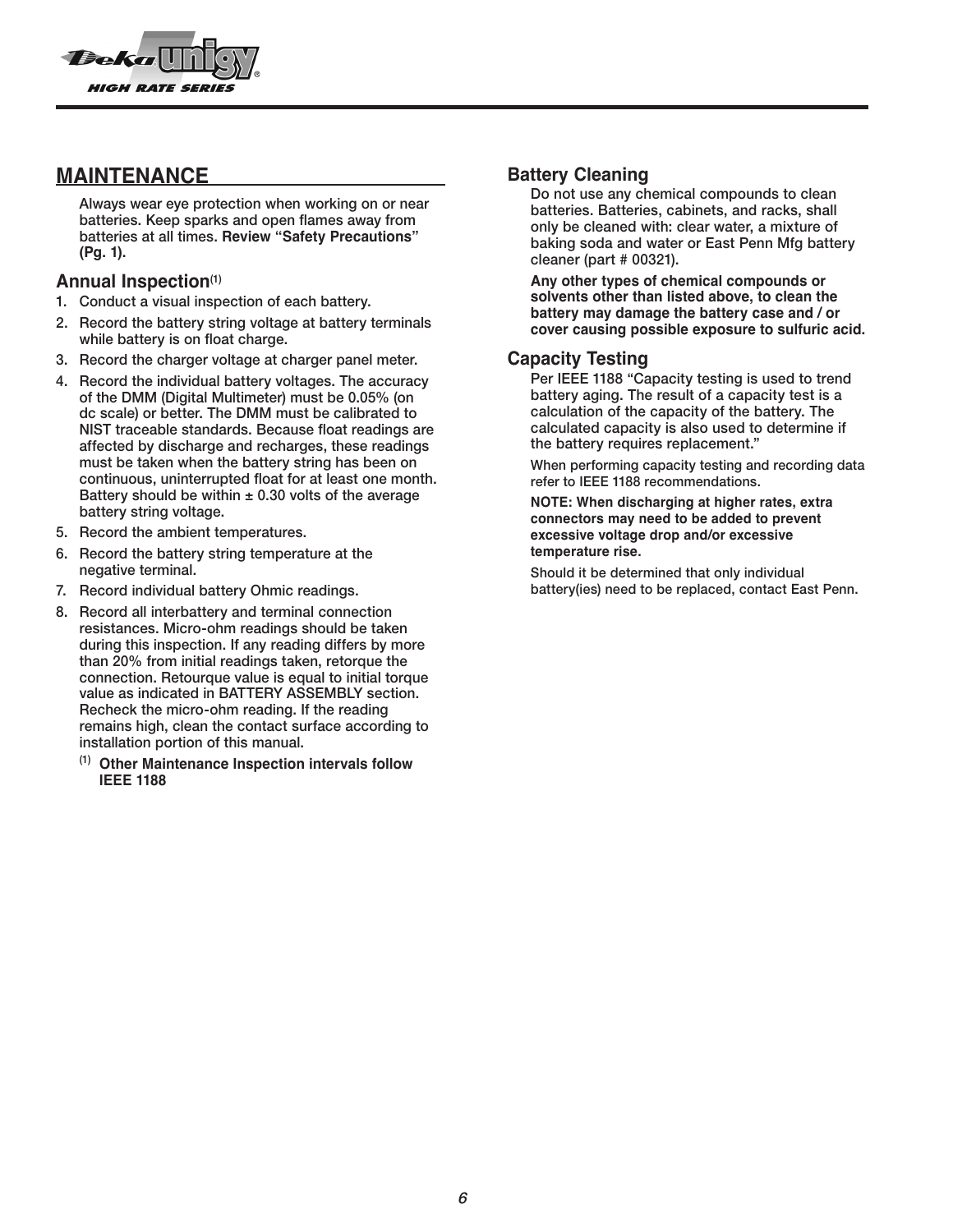## MAINTENANCE

Always wear eye protection when working on or near batteries. Keep sparks and open flames away from batteries at all times. **Review "Safety Precautions" (Pg. 1).**

### Annual Inspection[1]

1. Conduct a visual inspection of each battery.
2. Record the battery string voltage at battery terminals while battery is on float charge.
3. Record the charger voltage at charger panel meter.
4. Record the individual battery voltages. The accuracy of the DMM (Digital Multimeter) must be 0.05% (on dc scale) or better. The DMM must be calibrated to NIST traceable standards. Because float readings are affected by discharge and recharges, these readings must be taken when the battery string has been on continuous, uninterrupted float for at least one month. Battery should be within ± 0.30 volts of the average battery string voltage.
5. Record the ambient temperatures.
6. Record the battery string temperature at the negative terminal.
7. Record individual battery Ohmic readings.
8. Record all interbattery and terminal connection resistances. Micro-ohm readings should be taken during this inspection. If any reading differs by more than 20% from initial readings taken, retorque the connection. Retourque value is equal to initial torque value as indicated in BATTERY ASSEMBLY section. Recheck the micro-ohm reading. If the reading remains high, clean the contact surface according to installation portion of this manual.

[1] **Other Maintenance Inspection intervals follow IEEE 1188**

### Battery Cleaning

Do not use any chemical compounds to clean batteries. Batteries, cabinets, and racks, shall only be cleaned with: clear water, a mixture of baking soda and water or East Penn Mfg battery cleaner (part # 00321).

**Any other types of chemical compounds or solvents other than listed above, to clean the battery may damage the battery case and / or cover causing possible exposure to sulfuric acid.**

### Capacity Testing

Per IEEE 1188 "Capacity testing is used to trend battery aging. The result of a capacity test is a calculation of the capacity of the battery. The calculated capacity is also used to determine if the battery requires replacement."

When performing capacity testing and recording data refer to IEEE 1188 recommendations.

**NOTE: When discharging at higher rates, extra connectors may need to be added to prevent excessive voltage drop and/or excessive temperature rise.**

Should it be determined that only individual battery(ies) need to be replaced, contact East Penn.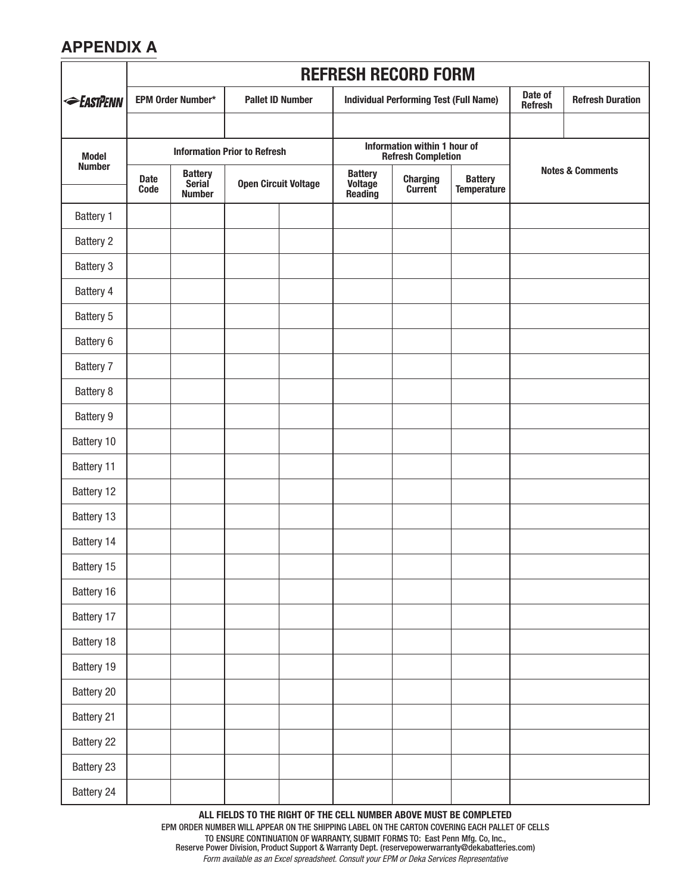## APPENDIX A

| EASTPENN | REFRESH RECORD FORM | | | | | | | | |
|---|---|---|---|---|---|---|---|---|---|
| | EPM Order Number* | | Pallet ID Number | | Individual Performing Test (Full Name) | | | Date of Refresh | Refresh Duration |
| | | | | | | | | | |
| Model Number | Information Prior to Refresh | | | | Information within 1 hour of Refresh Completion | | | Notes & Comments | |
| | Date Code | Battery Serial Number | Open Circuit Voltage | | Battery Voltage Reading | Charging Current | Battery Temperature | | |
| Battery 1 | | | | | | | | | |
| Battery 2 | | | | | | | | | |
| Battery 3 | | | | | | | | | |
| Battery 4 | | | | | | | | | |
| Battery 5 | | | | | | | | | |
| Battery 6 | | | | | | | | | |
| Battery 7 | | | | | | | | | |
| Battery 8 | | | | | | | | | |
| Battery 9 | | | | | | | | | |
| Battery 10 | | | | | | | | | |
| Battery 11 | | | | | | | | | |
| Battery 12 | | | | | | | | | |
| Battery 13 | | | | | | | | | |
| Battery 14 | | | | | | | | | |
| Battery 15 | | | | | | | | | |
| Battery 16 | | | | | | | | | |
| Battery 17 | | | | | | | | | |
| Battery 18 | | | | | | | | | |
| Battery 19 | | | | | | | | | |
| Battery 20 | | | | | | | | | |
| Battery 21 | | | | | | | | | |
| Battery 22 | | | | | | | | | |
| Battery 23 | | | | | | | | | |
| Battery 24 | | | | | | | | | |

**ALL FIELDS TO THE RIGHT OF THE CELL NUMBER ABOVE MUST BE COMPLETED**

EPM ORDER NUMBER WILL APPEAR ON THE SHIPPING LABEL ON THE CARTON COVERING EACH PALLET OF CELLS

TO ENSURE CONTINUATION OF WARRANTY, SUBMIT FORMS TO: East Penn Mfg. Co, Inc., Reserve Power Division, Product Support & Warranty Dept. (reservepowerwarranty@dekabatteries.com)

*Form available as an Excel spreadsheet. Consult your EPM or Deka Services Representative*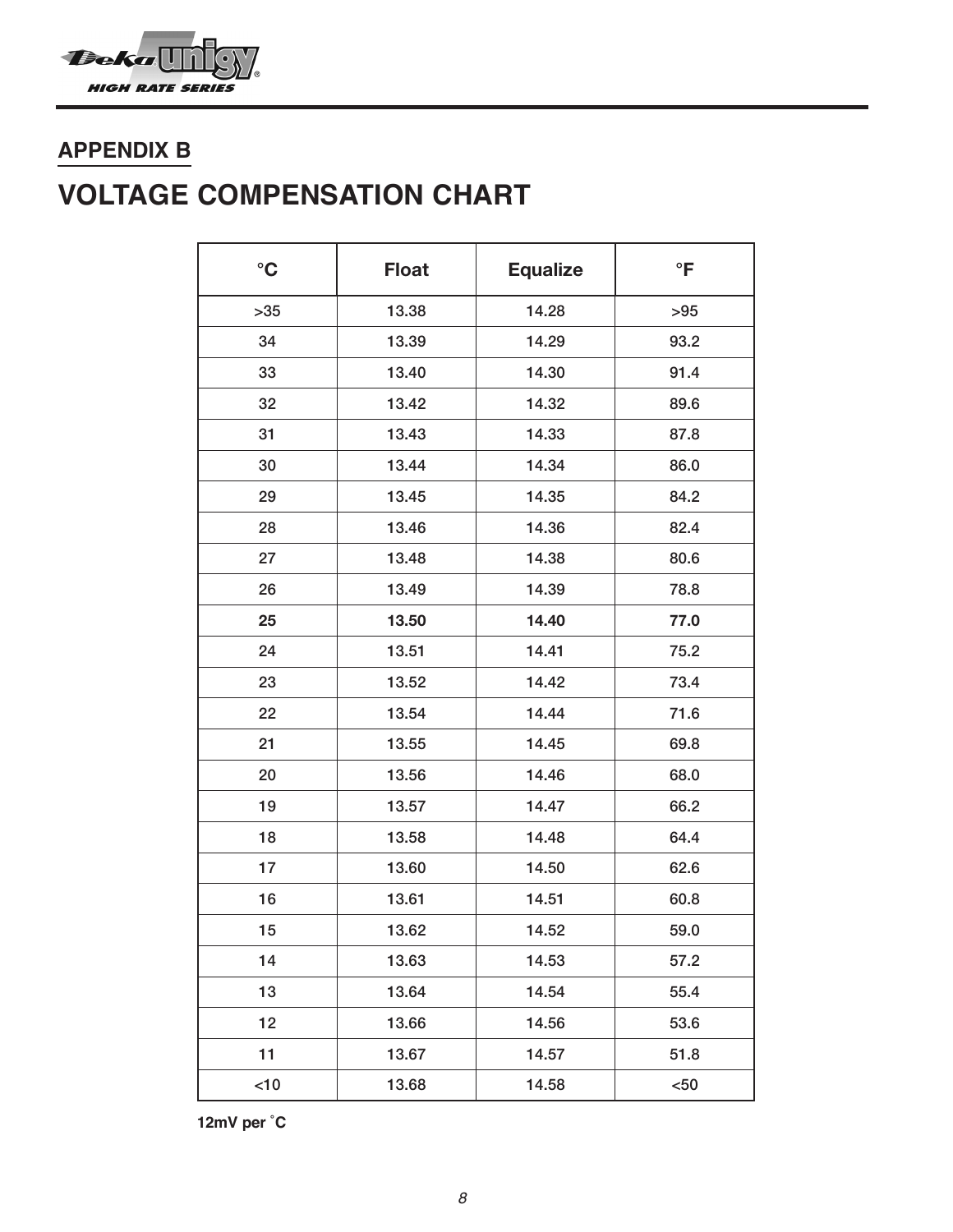## APPENDIX B

# VOLTAGE COMPENSATION CHART

| °C | Float | Equalize | °F |
|---|---|---|---|
| >35 | 13.38 | 14.28 | >95 |
| 34 | 13.39 | 14.29 | 93.2 |
| 33 | 13.40 | 14.30 | 91.4 |
| 32 | 13.42 | 14.32 | 89.6 |
| 31 | 13.43 | 14.33 | 87.8 |
| 30 | 13.44 | 14.34 | 86.0 |
| 29 | 13.45 | 14.35 | 84.2 |
| 28 | 13.46 | 14.36 | 82.4 |
| 27 | 13.48 | 14.38 | 80.6 |
| 26 | 13.49 | 14.39 | 78.8 |
| **25** | **13.50** | **14.40** | **77.0** |
| 24 | 13.51 | 14.41 | 75.2 |
| 23 | 13.52 | 14.42 | 73.4 |
| 22 | 13.54 | 14.44 | 71.6 |
| 21 | 13.55 | 14.45 | 69.8 |
| 20 | 13.56 | 14.46 | 68.0 |
| 19 | 13.57 | 14.47 | 66.2 |
| 18 | 13.58 | 14.48 | 64.4 |
| 17 | 13.60 | 14.50 | 62.6 |
| 16 | 13.61 | 14.51 | 60.8 |
| 15 | 13.62 | 14.52 | 59.0 |
| 14 | 13.63 | 14.53 | 57.2 |
| 13 | 13.64 | 14.54 | 55.4 |
| 12 | 13.66 | 14.56 | 53.6 |
| 11 | 13.67 | 14.57 | 51.8 |
| <10 | 13.68 | 14.58 | <50 |

**12mV per °C**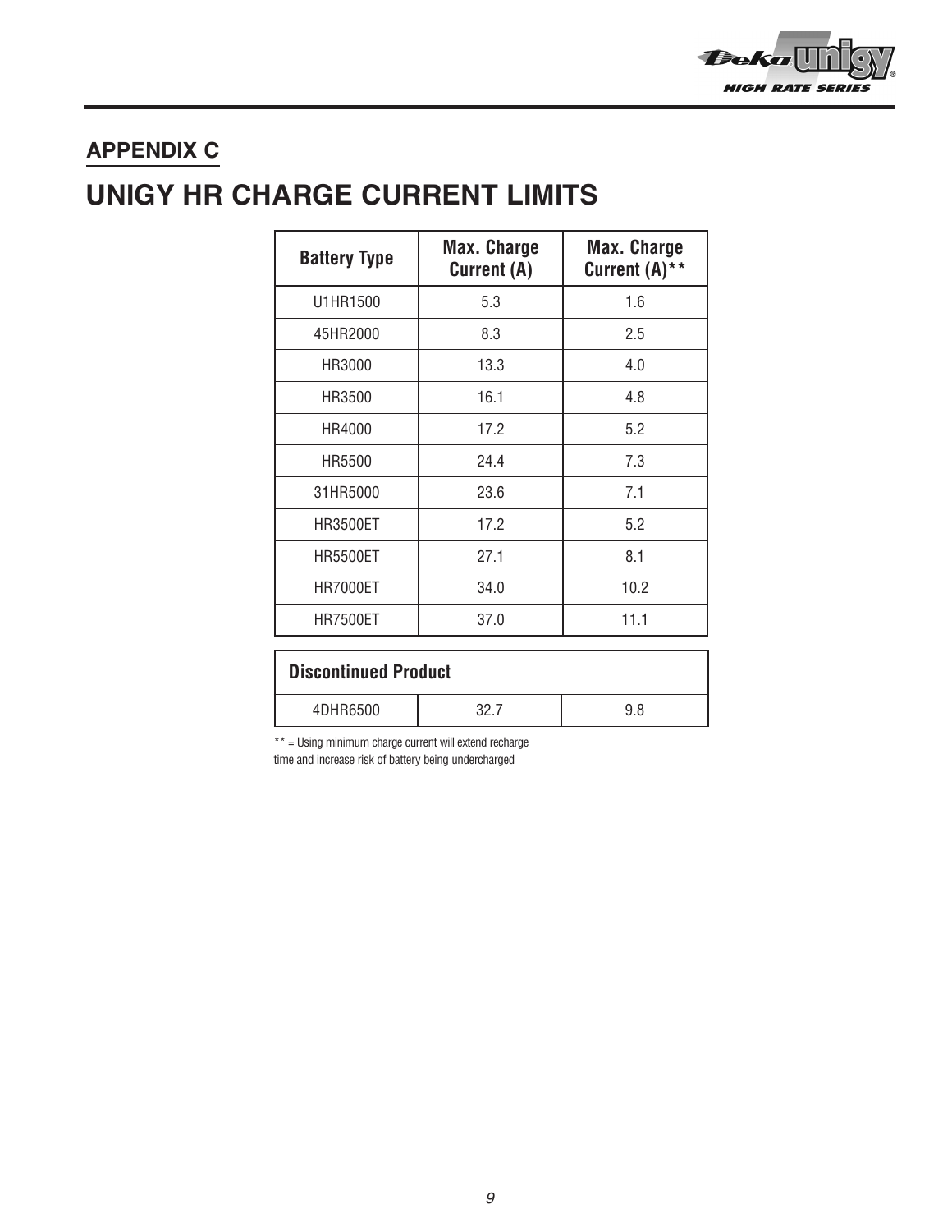## APPENDIX C

# UNIGY HR CHARGE CURRENT LIMITS

| Battery Type | Max. Charge Current (A) | Max. Charge Current (A)** |
|---|---|---|
| U1HR1500 | 5.3 | 1.6 |
| 45HR2000 | 8.3 | 2.5 |
| HR3000 | 13.3 | 4.0 |
| HR3500 | 16.1 | 4.8 |
| HR4000 | 17.2 | 5.2 |
| HR5500 | 24.4 | 7.3 |
| 31HR5000 | 23.6 | 7.1 |
| HR3500ET | 17.2 | 5.2 |
| HR5500ET | 27.1 | 8.1 |
| HR7000ET | 34.0 | 10.2 |
| HR7500ET | 37.0 | 11.1 |
| **Discontinued Product** | | |
| 4DHR6500 | 32.7 | 9.8 |

** = Using minimum charge current will extend recharge time and increase risk of battery being undercharged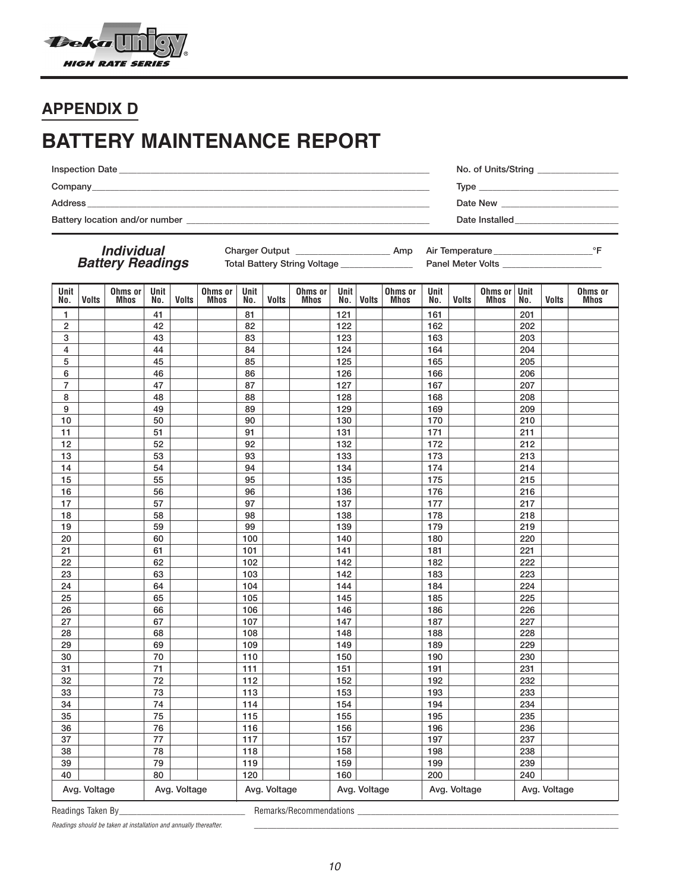## APPENDIX D

# BATTERY MAINTENANCE REPORT

Inspection Date ___________________________________________

Company ___________________________________________

Address ___________________________________________

Battery location and/or number ___________________________________________

No. of Units/String _______________

Type _______________

Date New _______________

Date Installed _______________

***Individual Battery Readings***

Charger Output _______________ Amp

Total Battery String Voltage _______________

Air Temperature _______________°F

Panel Meter Volts _______________

| Unit No. | Volts | Ohms or Mhos | Unit No. | Volts | Ohms or Mhos | Unit No. | Volts | Ohms or Mhos | Unit No. | Volts | Ohms or Mhos | Unit No. | Volts | Ohms or Mhos | Unit No. | Volts | Ohms or Mhos |
|---|---|---|---|---|---|---|---|---|---|---|---|---|---|---|---|---|---|
| 1 | | | 41 | | | 81 | | | 121 | | | 161 | | | 201 | | |
| 2 | | | 42 | | | 82 | | | 122 | | | 162 | | | 202 | | |
| 3 | | | 43 | | | 83 | | | 123 | | | 163 | | | 203 | | |
| 4 | | | 44 | | | 84 | | | 124 | | | 164 | | | 204 | | |
| 5 | | | 45 | | | 85 | | | 125 | | | 165 | | | 205 | | |
| 6 | | | 46 | | | 86 | | | 126 | | | 166 | | | 206 | | |
| 7 | | | 47 | | | 87 | | | 127 | | | 167 | | | 207 | | |
| 8 | | | 48 | | | 88 | | | 128 | | | 168 | | | 208 | | |
| 9 | | | 49 | | | 89 | | | 129 | | | 169 | | | 209 | | |
| 10 | | | 50 | | | 90 | | | 130 | | | 170 | | | 210 | | |
| 11 | | | 51 | | | 91 | | | 131 | | | 171 | | | 211 | | |
| 12 | | | 52 | | | 92 | | | 132 | | | 172 | | | 212 | | |
| 13 | | | 53 | | | 93 | | | 133 | | | 173 | | | 213 | | |
| 14 | | | 54 | | | 94 | | | 134 | | | 174 | | | 214 | | |
| 15 | | | 55 | | | 95 | | | 135 | | | 175 | | | 215 | | |
| 16 | | | 56 | | | 96 | | | 136 | | | 176 | | | 216 | | |
| 17 | | | 57 | | | 97 | | | 137 | | | 177 | | | 217 | | |
| 18 | | | 58 | | | 98 | | | 138 | | | 178 | | | 218 | | |
| 19 | | | 59 | | | 99 | | | 139 | | | 179 | | | 219 | | |
| 20 | | | 60 | | | 100 | | | 140 | | | 180 | | | 220 | | |
| 21 | | | 61 | | | 101 | | | 141 | | | 181 | | | 221 | | |
| 22 | | | 62 | | | 102 | | | 142 | | | 182 | | | 222 | | |
| 23 | | | 63 | | | 103 | | | 142 | | | 183 | | | 223 | | |
| 24 | | | 64 | | | 104 | | | 144 | | | 184 | | | 224 | | |
| 25 | | | 65 | | | 105 | | | 145 | | | 185 | | | 225 | | |
| 26 | | | 66 | | | 106 | | | 146 | | | 186 | | | 226 | | |
| 27 | | | 67 | | | 107 | | | 147 | | | 187 | | | 227 | | |
| 28 | | | 68 | | | 108 | | | 148 | | | 188 | | | 228 | | |
| 29 | | | 69 | | | 109 | | | 149 | | | 189 | | | 229 | | |
| 30 | | | 70 | | | 110 | | | 150 | | | 190 | | | 230 | | |
| 31 | | | 71 | | | 111 | | | 151 | | | 191 | | | 231 | | |
| 32 | | | 72 | | | 112 | | | 152 | | | 192 | | | 232 | | |
| 33 | | | 73 | | | 113 | | | 153 | | | 193 | | | 233 | | |
| 34 | | | 74 | | | 114 | | | 154 | | | 194 | | | 234 | | |
| 35 | | | 75 | | | 115 | | | 155 | | | 195 | | | 235 | | |
| 36 | | | 76 | | | 116 | | | 156 | | | 196 | | | 236 | | |
| 37 | | | 77 | | | 117 | | | 157 | | | 197 | | | 237 | | |
| 38 | | | 78 | | | 118 | | | 158 | | | 198 | | | 238 | | |
| 39 | | | 79 | | | 119 | | | 159 | | | 199 | | | 239 | | |
| 40 | | | 80 | | | 120 | | | 160 | | | 200 | | | 240 | | |
| Avg. Voltage | | | Avg. Voltage | | | Avg. Voltage | | | Avg. Voltage | | | Avg. Voltage | | | Avg. Voltage | | |

Readings Taken By _______________________

Remarks/Recommendations ___________________________________________

*Readings should be taken at installation and annually thereafter.*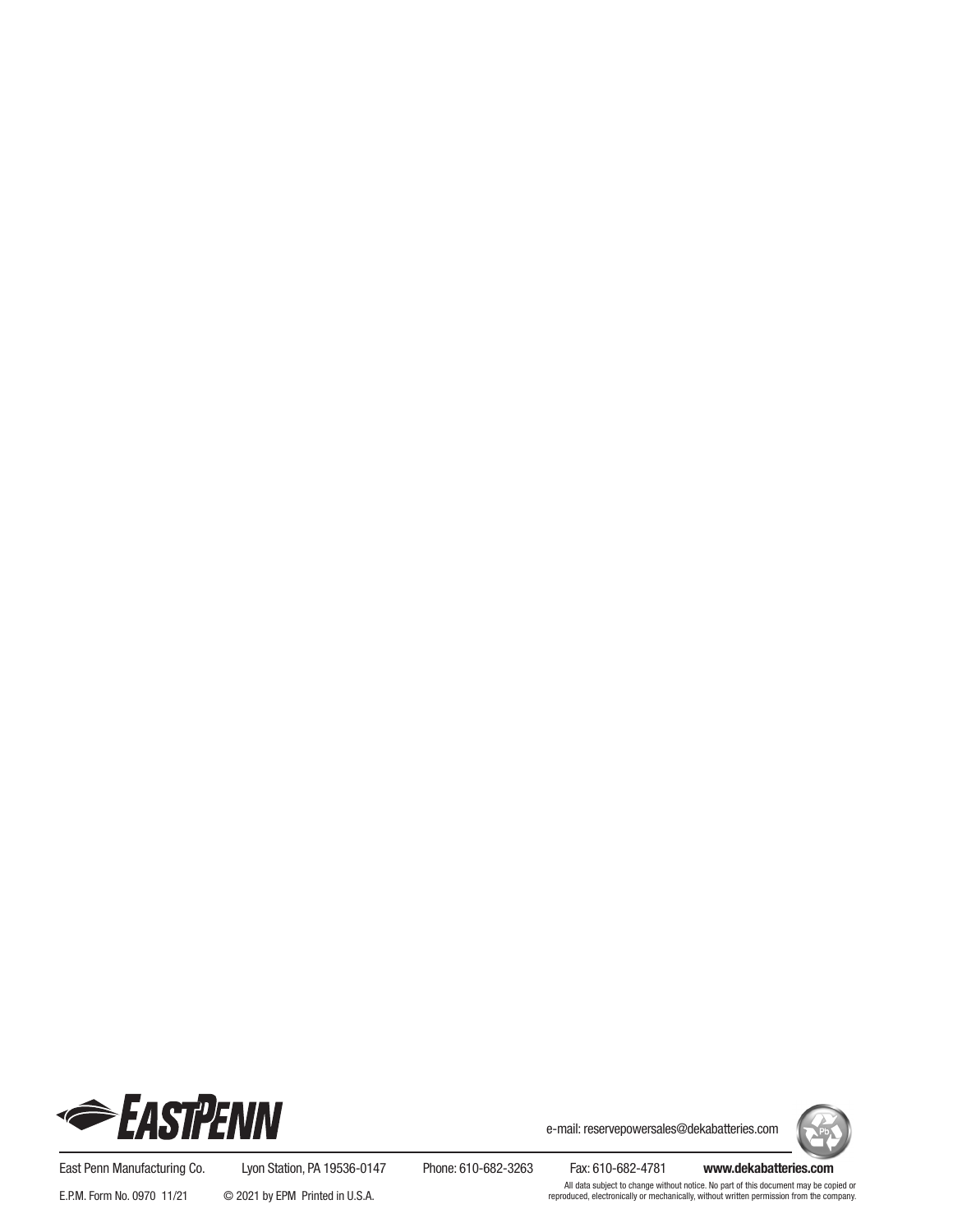EASTPENN

e-mail: reservepowersales@dekabatteries.com

East Penn Manufacturing Co.    Lyon Station, PA 19536-0147    Phone: 610-682-3263    Fax: 610-682-4781    **www.dekabatteries.com**

E.P.M. Form No. 0970 11/21    © 2021 by EPM Printed in U.S.A.

All data subject to change without notice. No part of this document may be copied or reproduced, electronically or mechanically, without written permission from the company.